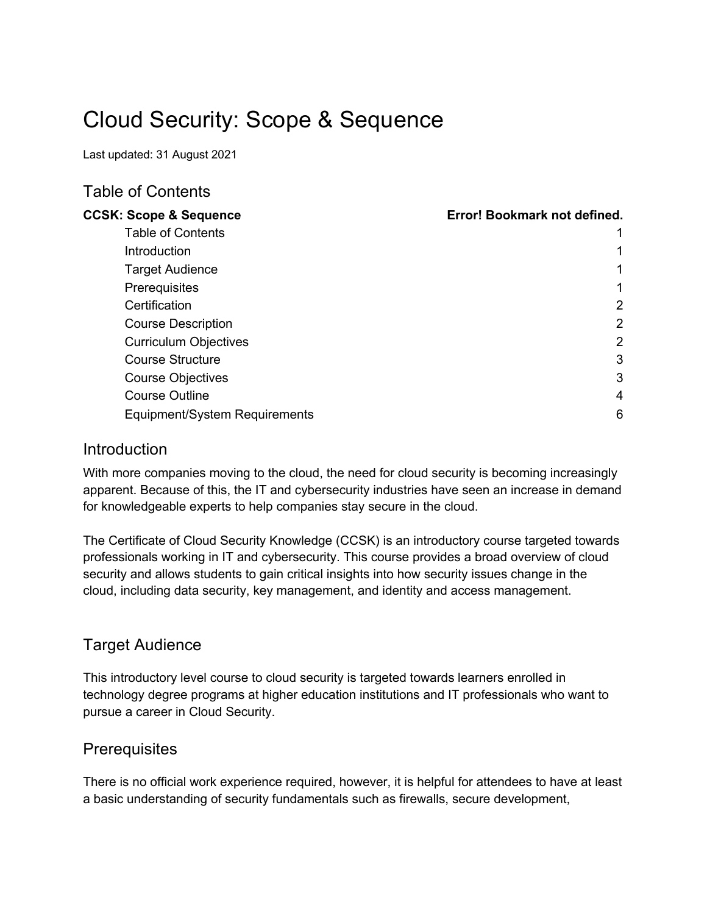# Cloud Security: Scope & Sequence

Last updated: 31 August 2021

## Table of Contents

| | |
|---|---|
| **CCSK: Scope & Sequence** | **Error! Bookmark not defined.** |
| Table of Contents | 1 |
| Introduction | 1 |
| Target Audience | 1 |
| Prerequisites | 1 |
| Certification | 2 |
| Course Description | 2 |
| Curriculum Objectives | 2 |
| Course Structure | 3 |
| Course Objectives | 3 |
| Course Outline | 4 |
| Equipment/System Requirements | 6 |

## Introduction

With more companies moving to the cloud, the need for cloud security is becoming increasingly apparent. Because of this, the IT and cybersecurity industries have seen an increase in demand for knowledgeable experts to help companies stay secure in the cloud.

The Certificate of Cloud Security Knowledge (CCSK) is an introductory course targeted towards professionals working in IT and cybersecurity. This course provides a broad overview of cloud security and allows students to gain critical insights into how security issues change in the cloud, including data security, key management, and identity and access management.

## Target Audience

This introductory level course to cloud security is targeted towards learners enrolled in technology degree programs at higher education institutions and IT professionals who want to pursue a career in Cloud Security.

## Prerequisites

There is no official work experience required, however, it is helpful for attendees to have at least a basic understanding of security fundamentals such as firewalls, secure development,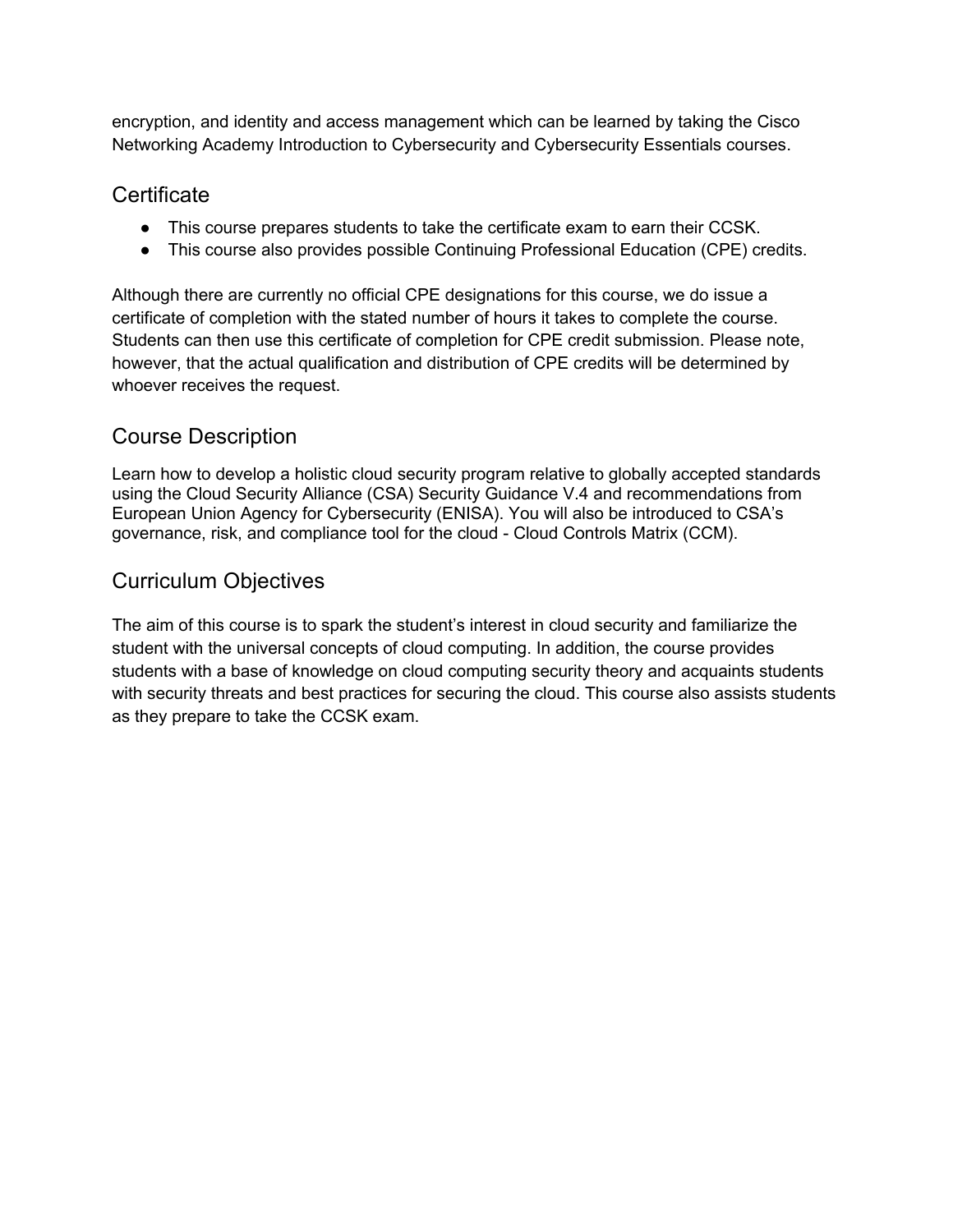encryption, and identity and access management which can be learned by taking the Cisco Networking Academy Introduction to Cybersecurity and Cybersecurity Essentials courses.

## Certificate

- This course prepares students to take the certificate exam to earn their CCSK.
- This course also provides possible Continuing Professional Education (CPE) credits.

Although there are currently no official CPE designations for this course, we do issue a certificate of completion with the stated number of hours it takes to complete the course. Students can then use this certificate of completion for CPE credit submission. Please note, however, that the actual qualification and distribution of CPE credits will be determined by whoever receives the request.

## Course Description

Learn how to develop a holistic cloud security program relative to globally accepted standards using the Cloud Security Alliance (CSA) Security Guidance V.4 and recommendations from European Union Agency for Cybersecurity (ENISA). You will also be introduced to CSA's governance, risk, and compliance tool for the cloud - Cloud Controls Matrix (CCM).

## Curriculum Objectives

The aim of this course is to spark the student's interest in cloud security and familiarize the student with the universal concepts of cloud computing. In addition, the course provides students with a base of knowledge on cloud computing security theory and acquaints students with security threats and best practices for securing the cloud. This course also assists students as they prepare to take the CCSK exam.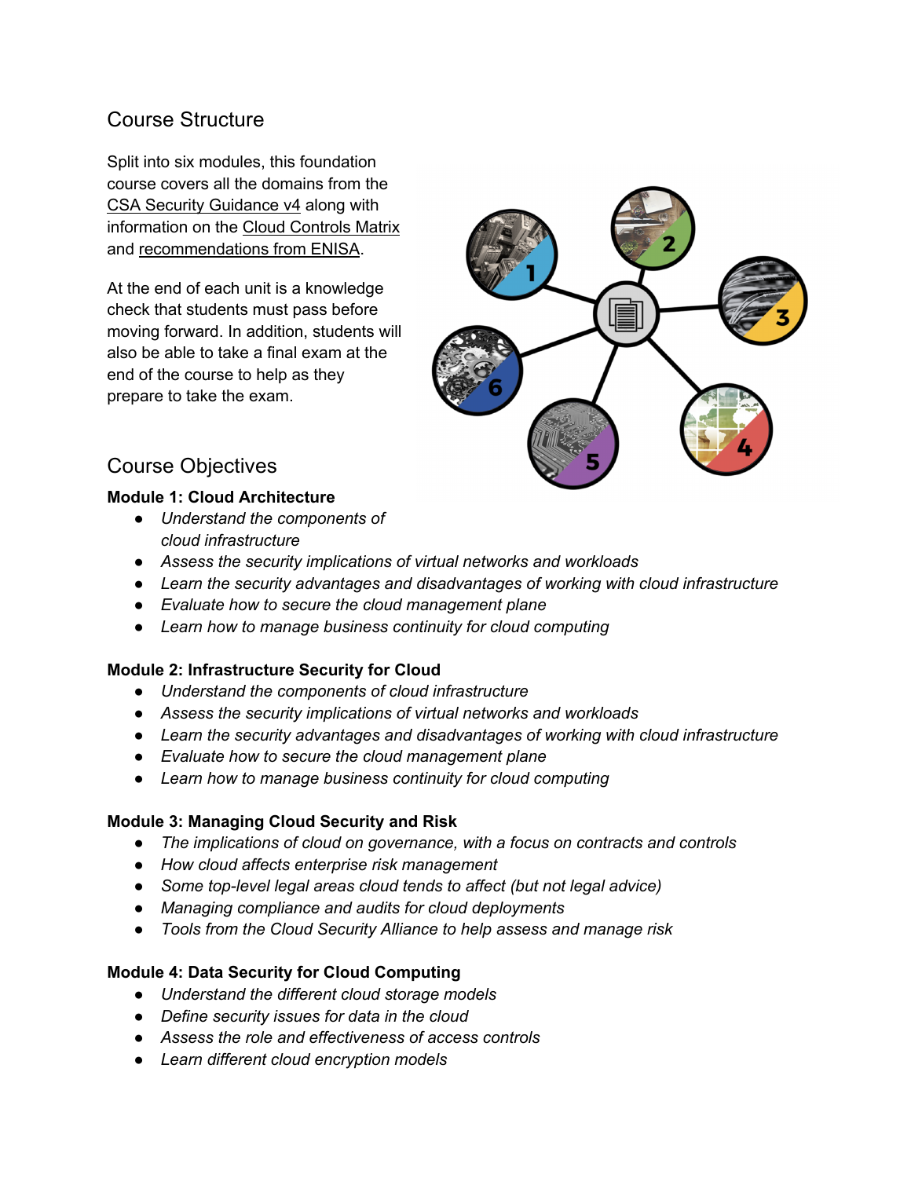## Course Structure

Split into six modules, this foundation course covers all the domains from the CSA Security Guidance v4 along with information on the Cloud Controls Matrix and recommendations from ENISA.

At the end of each unit is a knowledge check that students must pass before moving forward. In addition, students will also be able to take a final exam at the end of the course to help as they prepare to take the exam.

## Course Objectives

**Module 1: Cloud Architecture**

- *Understand the components of cloud infrastructure*
- *Assess the security implications of virtual networks and workloads*
- *Learn the security advantages and disadvantages of working with cloud infrastructure*
- *Evaluate how to secure the cloud management plane*
- *Learn how to manage business continuity for cloud computing*

**Module 2: Infrastructure Security for Cloud**

- *Understand the components of cloud infrastructure*
- *Assess the security implications of virtual networks and workloads*
- *Learn the security advantages and disadvantages of working with cloud infrastructure*
- *Evaluate how to secure the cloud management plane*
- *Learn how to manage business continuity for cloud computing*

**Module 3: Managing Cloud Security and Risk**

- *The implications of cloud on governance, with a focus on contracts and controls*
- *How cloud affects enterprise risk management*
- *Some top-level legal areas cloud tends to affect (but not legal advice)*
- *Managing compliance and audits for cloud deployments*
- *Tools from the Cloud Security Alliance to help assess and manage risk*

**Module 4: Data Security for Cloud Computing**

- *Understand the different cloud storage models*
- *Define security issues for data in the cloud*
- *Assess the role and effectiveness of access controls*
- *Learn different cloud encryption models*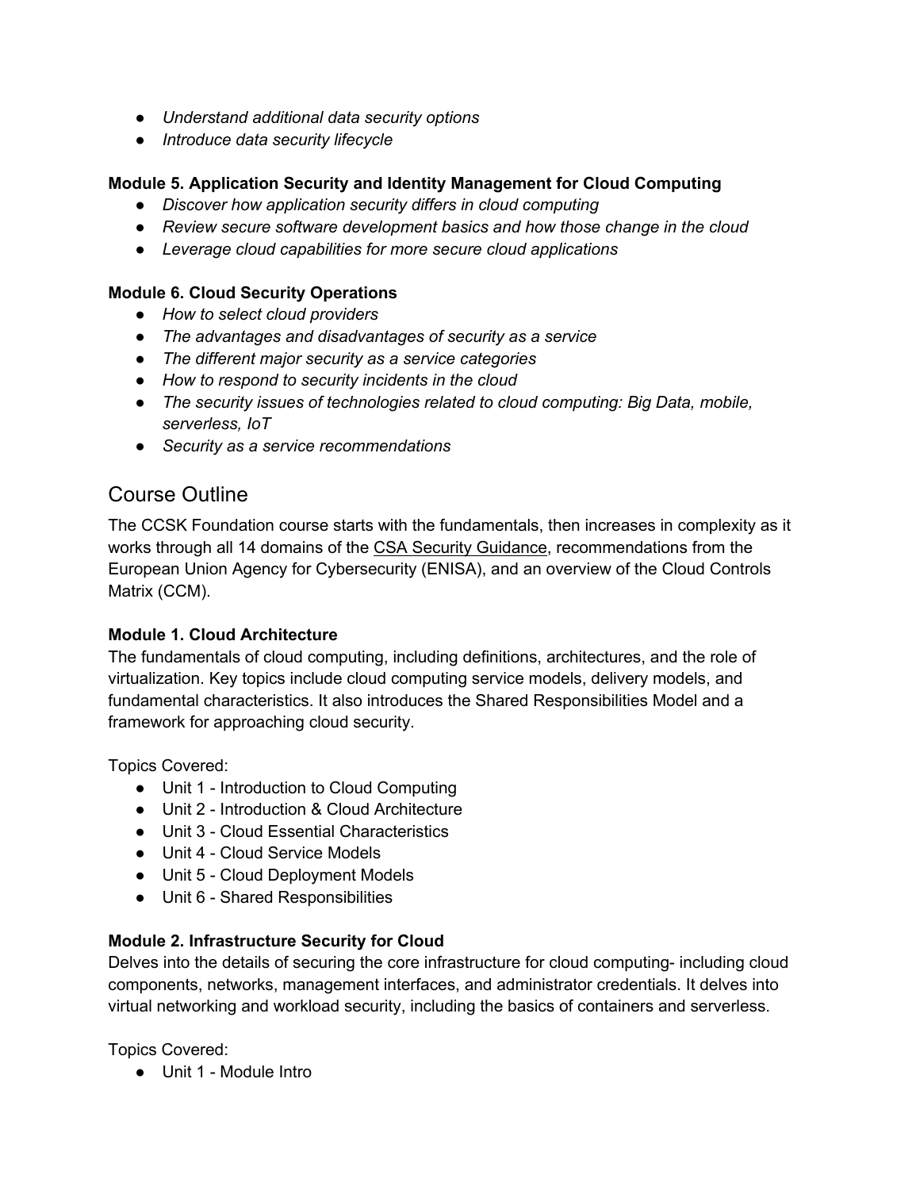- *Understand additional data security options*
- *Introduce data security lifecycle*

**Module 5. Application Security and Identity Management for Cloud Computing**

- *Discover how application security differs in cloud computing*
- *Review secure software development basics and how those change in the cloud*
- *Leverage cloud capabilities for more secure cloud applications*

**Module 6. Cloud Security Operations**

- *How to select cloud providers*
- *The advantages and disadvantages of security as a service*
- *The different major security as a service categories*
- *How to respond to security incidents in the cloud*
- *The security issues of technologies related to cloud computing: Big Data, mobile, serverless, IoT*
- *Security as a service recommendations*

## Course Outline

The CCSK Foundation course starts with the fundamentals, then increases in complexity as it works through all 14 domains of the CSA Security Guidance, recommendations from the European Union Agency for Cybersecurity (ENISA), and an overview of the Cloud Controls Matrix (CCM).

**Module 1. Cloud Architecture**

The fundamentals of cloud computing, including definitions, architectures, and the role of virtualization. Key topics include cloud computing service models, delivery models, and fundamental characteristics. It also introduces the Shared Responsibilities Model and a framework for approaching cloud security.

Topics Covered:

- Unit 1 - Introduction to Cloud Computing
- Unit 2 - Introduction & Cloud Architecture
- Unit 3 - Cloud Essential Characteristics
- Unit 4 - Cloud Service Models
- Unit 5 - Cloud Deployment Models
- Unit 6 - Shared Responsibilities

**Module 2. Infrastructure Security for Cloud**

Delves into the details of securing the core infrastructure for cloud computing- including cloud components, networks, management interfaces, and administrator credentials. It delves into virtual networking and workload security, including the basics of containers and serverless.

Topics Covered:

- Unit 1 - Module Intro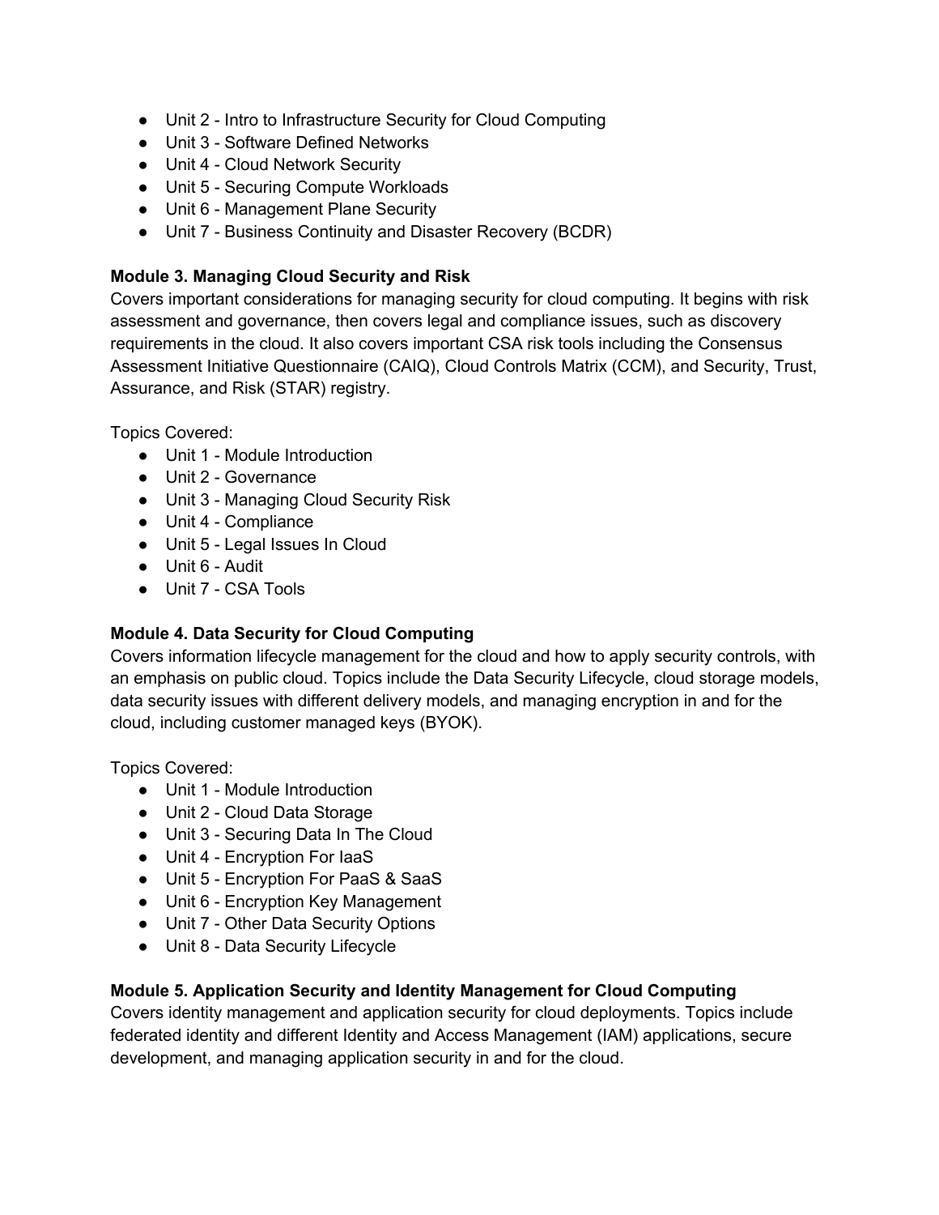- Unit 2 - Intro to Infrastructure Security for Cloud Computing
- Unit 3 - Software Defined Networks
- Unit 4 - Cloud Network Security
- Unit 5 - Securing Compute Workloads
- Unit 6 - Management Plane Security
- Unit 7 - Business Continuity and Disaster Recovery (BCDR)

**Module 3. Managing Cloud Security and Risk**
Covers important considerations for managing security for cloud computing. It begins with risk assessment and governance, then covers legal and compliance issues, such as discovery requirements in the cloud. It also covers important CSA risk tools including the Consensus Assessment Initiative Questionnaire (CAIQ), Cloud Controls Matrix (CCM), and Security, Trust, Assurance, and Risk (STAR) registry.

Topics Covered:

- Unit 1 - Module Introduction
- Unit 2 - Governance
- Unit 3 - Managing Cloud Security Risk
- Unit 4 - Compliance
- Unit 5 - Legal Issues In Cloud
- Unit 6 - Audit
- Unit 7 - CSA Tools

**Module 4. Data Security for Cloud Computing**
Covers information lifecycle management for the cloud and how to apply security controls, with an emphasis on public cloud. Topics include the Data Security Lifecycle, cloud storage models, data security issues with different delivery models, and managing encryption in and for the cloud, including customer managed keys (BYOK).

Topics Covered:

- Unit 1 - Module Introduction
- Unit 2 - Cloud Data Storage
- Unit 3 - Securing Data In The Cloud
- Unit 4 - Encryption For IaaS
- Unit 5 - Encryption For PaaS & SaaS
- Unit 6 - Encryption Key Management
- Unit 7 - Other Data Security Options
- Unit 8 - Data Security Lifecycle

**Module 5. Application Security and Identity Management for Cloud Computing**
Covers identity management and application security for cloud deployments. Topics include federated identity and different Identity and Access Management (IAM) applications, secure development, and managing application security in and for the cloud.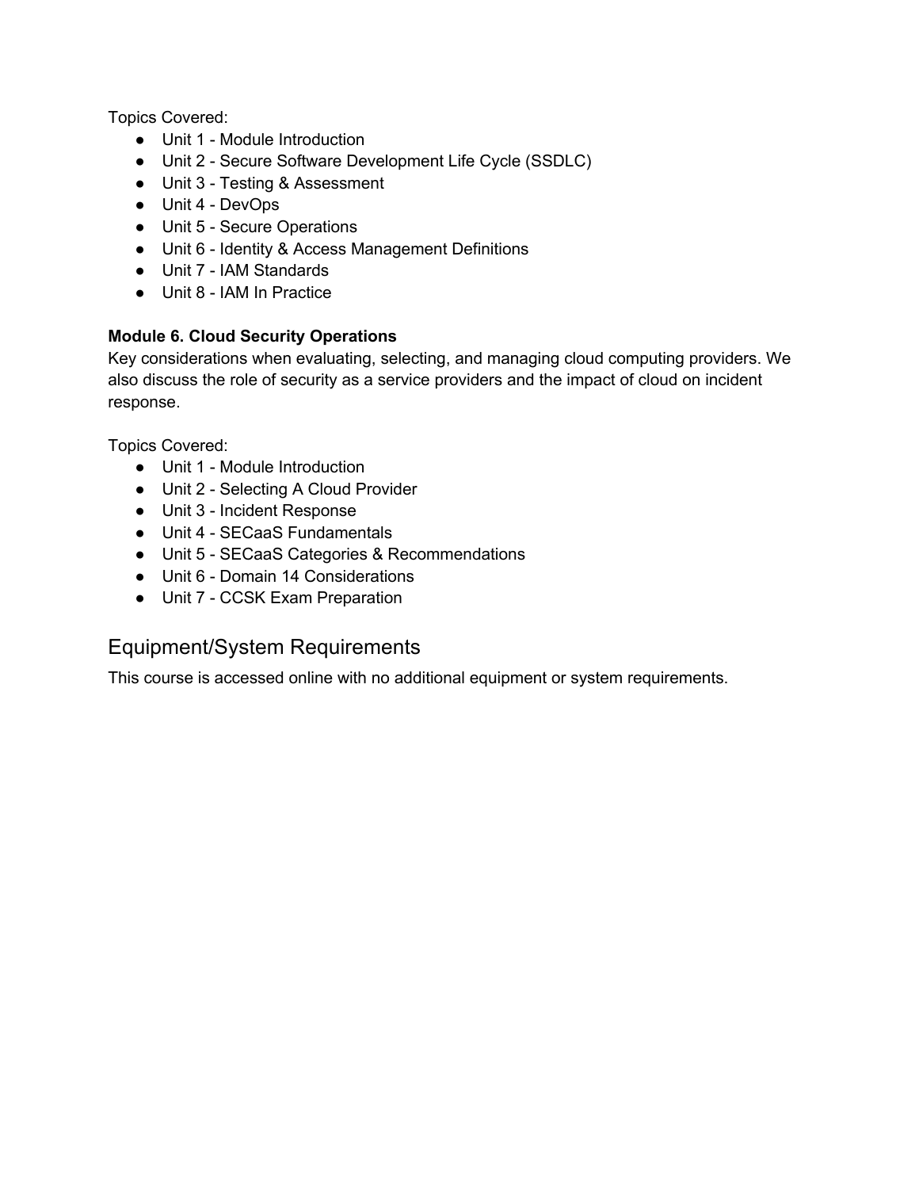Topics Covered:

- Unit 1 - Module Introduction
- Unit 2 - Secure Software Development Life Cycle (SSDLC)
- Unit 3 - Testing & Assessment
- Unit 4 - DevOps
- Unit 5 - Secure Operations
- Unit 6 - Identity & Access Management Definitions
- Unit 7 - IAM Standards
- Unit 8 - IAM In Practice

**Module 6. Cloud Security Operations**

Key considerations when evaluating, selecting, and managing cloud computing providers. We also discuss the role of security as a service providers and the impact of cloud on incident response.

Topics Covered:

- Unit 1 - Module Introduction
- Unit 2 - Selecting A Cloud Provider
- Unit 3 - Incident Response
- Unit 4 - SECaaS Fundamentals
- Unit 5 - SECaaS Categories & Recommendations
- Unit 6 - Domain 14 Considerations
- Unit 7 - CCSK Exam Preparation

## Equipment/System Requirements

This course is accessed online with no additional equipment or system requirements.